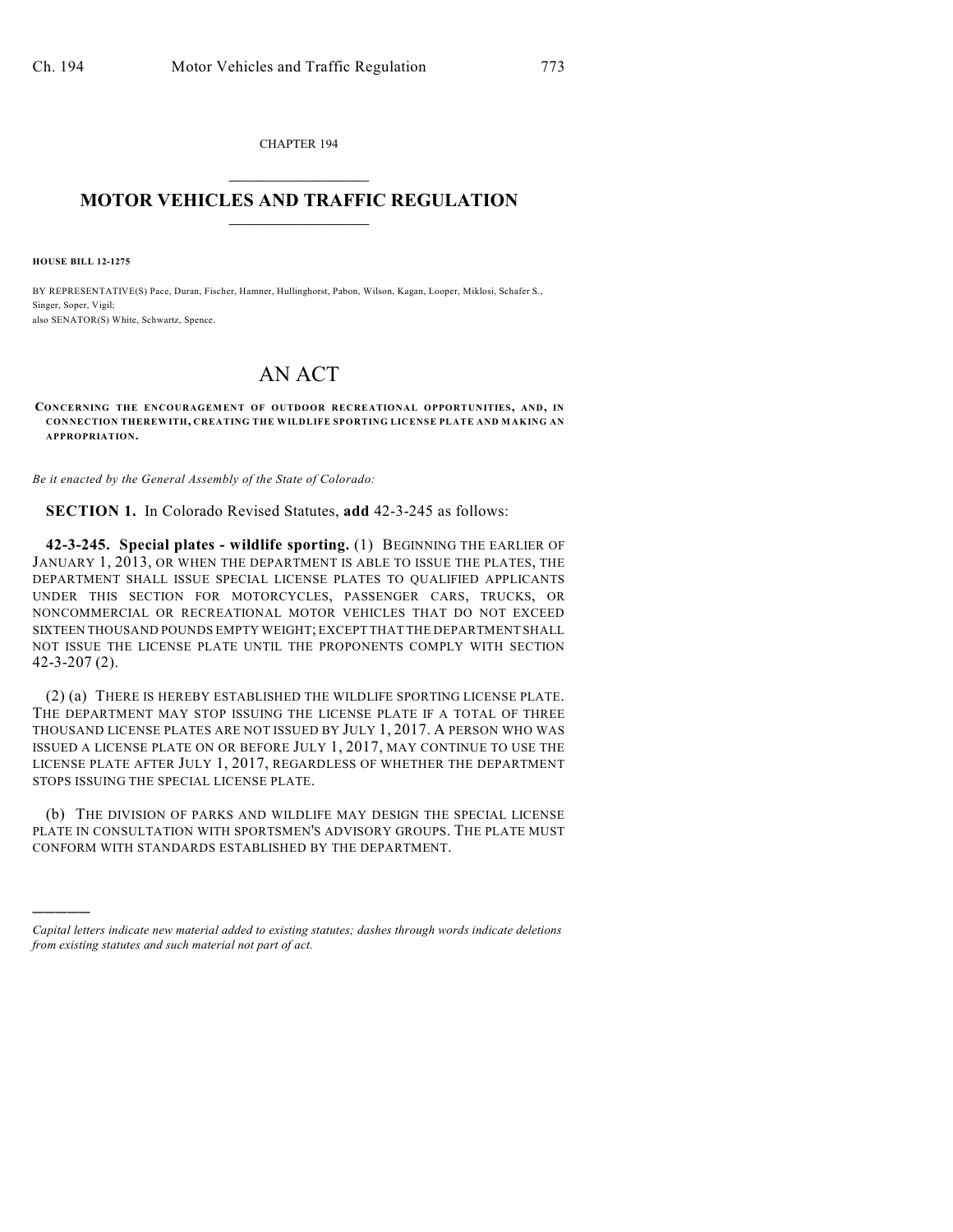CHAPTER 194

# MOTOR VEHICLES AND TRAFFIC REGULATION

**HOUSE BILL 12-1275**

BY REPRESENTATIVE(S) Pace, Duran, Fischer, Hamner, Hullinghorst, Pabon, Wilson, Kagan, Looper, Miklosi, Schafer S., Singer, Soper, Vigil;
also SENATOR(S) White, Schwartz, Spence.

# AN ACT

**CONCERNING THE ENCOURAGEMENT OF OUTDOOR RECREATIONAL OPPORTUNITIES, AND, IN CONNECTION THEREWITH, CREATING THE WILDLIFE SPORTING LICENSE PLATE AND MAKING AN APPROPRIATION.**

*Be it enacted by the General Assembly of the State of Colorado:*

**SECTION 1.** In Colorado Revised Statutes, **add** 42-3-245 as follows:

**42-3-245. Special plates - wildlife sporting.** (1) BEGINNING THE EARLIER OF JANUARY 1, 2013, OR WHEN THE DEPARTMENT IS ABLE TO ISSUE THE PLATES, THE DEPARTMENT SHALL ISSUE SPECIAL LICENSE PLATES TO QUALIFIED APPLICANTS UNDER THIS SECTION FOR MOTORCYCLES, PASSENGER CARS, TRUCKS, OR NONCOMMERCIAL OR RECREATIONAL MOTOR VEHICLES THAT DO NOT EXCEED SIXTEEN THOUSAND POUNDS EMPTY WEIGHT; EXCEPT THAT THE DEPARTMENT SHALL NOT ISSUE THE LICENSE PLATE UNTIL THE PROPONENTS COMPLY WITH SECTION 42-3-207 (2).

(2) (a) THERE IS HEREBY ESTABLISHED THE WILDLIFE SPORTING LICENSE PLATE. THE DEPARTMENT MAY STOP ISSUING THE LICENSE PLATE IF A TOTAL OF THREE THOUSAND LICENSE PLATES ARE NOT ISSUED BY JULY 1, 2017. A PERSON WHO WAS ISSUED A LICENSE PLATE ON OR BEFORE JULY 1, 2017, MAY CONTINUE TO USE THE LICENSE PLATE AFTER JULY 1, 2017, REGARDLESS OF WHETHER THE DEPARTMENT STOPS ISSUING THE SPECIAL LICENSE PLATE.

(b) THE DIVISION OF PARKS AND WILDLIFE MAY DESIGN THE SPECIAL LICENSE PLATE IN CONSULTATION WITH SPORTSMEN'S ADVISORY GROUPS. THE PLATE MUST CONFORM WITH STANDARDS ESTABLISHED BY THE DEPARTMENT.

---

*Capital letters indicate new material added to existing statutes; dashes through words indicate deletions from existing statutes and such material not part of act.*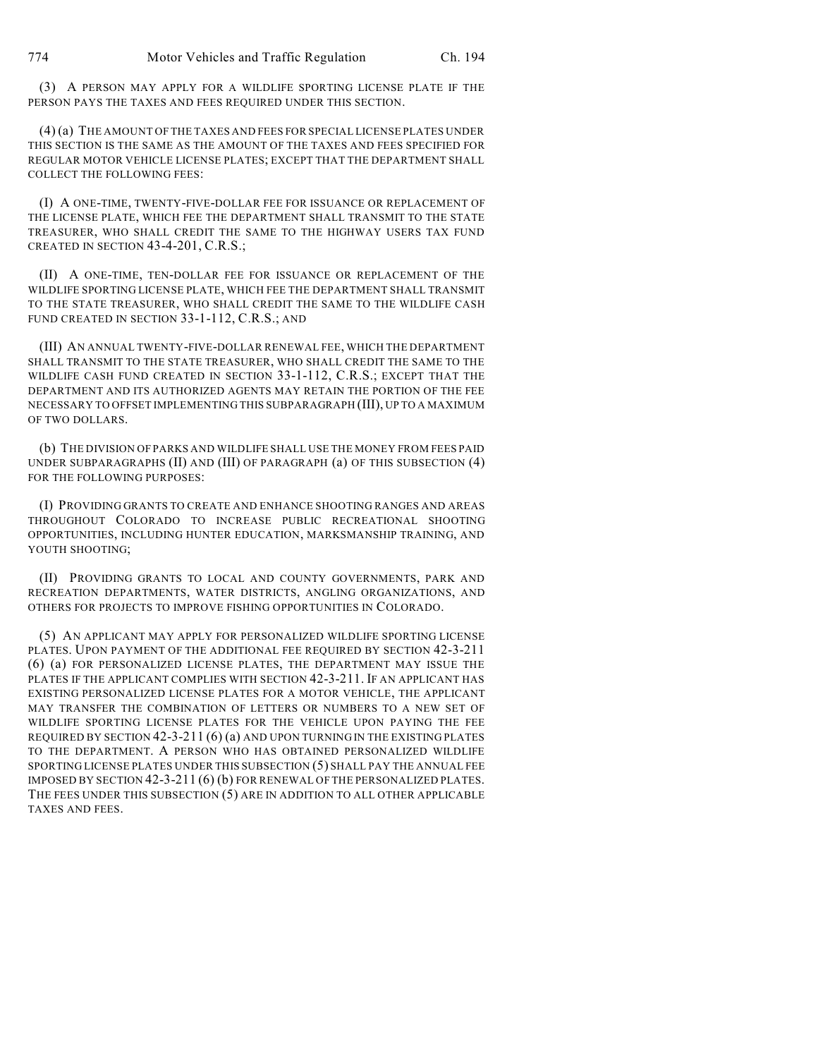(3) A PERSON MAY APPLY FOR A WILDLIFE SPORTING LICENSE PLATE IF THE PERSON PAYS THE TAXES AND FEES REQUIRED UNDER THIS SECTION.

(4) (a) THE AMOUNT OF THE TAXES AND FEES FOR SPECIAL LICENSE PLATES UNDER THIS SECTION IS THE SAME AS THE AMOUNT OF THE TAXES AND FEES SPECIFIED FOR REGULAR MOTOR VEHICLE LICENSE PLATES; EXCEPT THAT THE DEPARTMENT SHALL COLLECT THE FOLLOWING FEES:

(I) A ONE-TIME, TWENTY-FIVE-DOLLAR FEE FOR ISSUANCE OR REPLACEMENT OF THE LICENSE PLATE, WHICH FEE THE DEPARTMENT SHALL TRANSMIT TO THE STATE TREASURER, WHO SHALL CREDIT THE SAME TO THE HIGHWAY USERS TAX FUND CREATED IN SECTION 43-4-201, C.R.S.;

(II) A ONE-TIME, TEN-DOLLAR FEE FOR ISSUANCE OR REPLACEMENT OF THE WILDLIFE SPORTING LICENSE PLATE, WHICH FEE THE DEPARTMENT SHALL TRANSMIT TO THE STATE TREASURER, WHO SHALL CREDIT THE SAME TO THE WILDLIFE CASH FUND CREATED IN SECTION 33-1-112, C.R.S.; AND

(III) AN ANNUAL TWENTY-FIVE-DOLLAR RENEWAL FEE, WHICH THE DEPARTMENT SHALL TRANSMIT TO THE STATE TREASURER, WHO SHALL CREDIT THE SAME TO THE WILDLIFE CASH FUND CREATED IN SECTION 33-1-112, C.R.S.; EXCEPT THAT THE DEPARTMENT AND ITS AUTHORIZED AGENTS MAY RETAIN THE PORTION OF THE FEE NECESSARY TO OFFSET IMPLEMENTING THIS SUBPARAGRAPH (III), UP TO A MAXIMUM OF TWO DOLLARS.

(b) THE DIVISION OF PARKS AND WILDLIFE SHALL USE THE MONEY FROM FEES PAID UNDER SUBPARAGRAPHS (II) AND (III) OF PARAGRAPH (a) OF THIS SUBSECTION (4) FOR THE FOLLOWING PURPOSES:

(I) PROVIDING GRANTS TO CREATE AND ENHANCE SHOOTING RANGES AND AREAS THROUGHOUT COLORADO TO INCREASE PUBLIC RECREATIONAL SHOOTING OPPORTUNITIES, INCLUDING HUNTER EDUCATION, MARKSMANSHIP TRAINING, AND YOUTH SHOOTING;

(II) PROVIDING GRANTS TO LOCAL AND COUNTY GOVERNMENTS, PARK AND RECREATION DEPARTMENTS, WATER DISTRICTS, ANGLING ORGANIZATIONS, AND OTHERS FOR PROJECTS TO IMPROVE FISHING OPPORTUNITIES IN COLORADO.

(5) AN APPLICANT MAY APPLY FOR PERSONALIZED WILDLIFE SPORTING LICENSE PLATES. UPON PAYMENT OF THE ADDITIONAL FEE REQUIRED BY SECTION 42-3-211 (6) (a) FOR PERSONALIZED LICENSE PLATES, THE DEPARTMENT MAY ISSUE THE PLATES IF THE APPLICANT COMPLIES WITH SECTION 42-3-211. IF AN APPLICANT HAS EXISTING PERSONALIZED LICENSE PLATES FOR A MOTOR VEHICLE, THE APPLICANT MAY TRANSFER THE COMBINATION OF LETTERS OR NUMBERS TO A NEW SET OF WILDLIFE SPORTING LICENSE PLATES FOR THE VEHICLE UPON PAYING THE FEE REQUIRED BY SECTION 42-3-211 (6) (a) AND UPON TURNING IN THE EXISTING PLATES TO THE DEPARTMENT. A PERSON WHO HAS OBTAINED PERSONALIZED WILDLIFE SPORTING LICENSE PLATES UNDER THIS SUBSECTION (5) SHALL PAY THE ANNUAL FEE IMPOSED BY SECTION 42-3-211 (6) (b) FOR RENEWAL OF THE PERSONALIZED PLATES. THE FEES UNDER THIS SUBSECTION (5) ARE IN ADDITION TO ALL OTHER APPLICABLE TAXES AND FEES.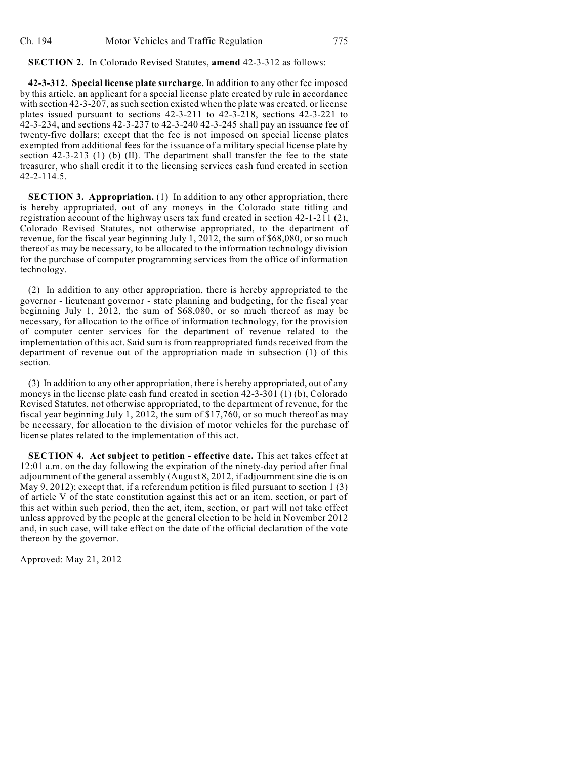**SECTION 2.** In Colorado Revised Statutes, **amend** 42-3-312 as follows:

**42-3-312. Special license plate surcharge.** In addition to any other fee imposed by this article, an applicant for a special license plate created by rule in accordance with section 42-3-207, as such section existed when the plate was created, or license plates issued pursuant to sections 42-3-211 to 42-3-218, sections 42-3-221 to 42-3-234, and sections 42-3-237 to ~~42-3-240~~ 42-3-245 shall pay an issuance fee of twenty-five dollars; except that the fee is not imposed on special license plates exempted from additional fees for the issuance of a military special license plate by section 42-3-213 (1) (b) (II). The department shall transfer the fee to the state treasurer, who shall credit it to the licensing services cash fund created in section 42-2-114.5.

**SECTION 3. Appropriation.** (1) In addition to any other appropriation, there is hereby appropriated, out of any moneys in the Colorado state titling and registration account of the highway users tax fund created in section 42-1-211 (2), Colorado Revised Statutes, not otherwise appropriated, to the department of revenue, for the fiscal year beginning July 1, 2012, the sum of $68,080, or so much thereof as may be necessary, to be allocated to the information technology division for the purchase of computer programming services from the office of information technology.

(2) In addition to any other appropriation, there is hereby appropriated to the governor - lieutenant governor - state planning and budgeting, for the fiscal year beginning July 1, 2012, the sum of $68,080, or so much thereof as may be necessary, for allocation to the office of information technology, for the provision of computer center services for the department of revenue related to the implementation of this act. Said sum is from reappropriated funds received from the department of revenue out of the appropriation made in subsection (1) of this section.

(3) In addition to any other appropriation, there is hereby appropriated, out of any moneys in the license plate cash fund created in section 42-3-301 (1) (b), Colorado Revised Statutes, not otherwise appropriated, to the department of revenue, for the fiscal year beginning July 1, 2012, the sum of $17,760, or so much thereof as may be necessary, for allocation to the division of motor vehicles for the purchase of license plates related to the implementation of this act.

**SECTION 4. Act subject to petition - effective date.** This act takes effect at 12:01 a.m. on the day following the expiration of the ninety-day period after final adjournment of the general assembly (August 8, 2012, if adjournment sine die is on May 9, 2012); except that, if a referendum petition is filed pursuant to section 1 (3) of article V of the state constitution against this act or an item, section, or part of this act within such period, then the act, item, section, or part will not take effect unless approved by the people at the general election to be held in November 2012 and, in such case, will take effect on the date of the official declaration of the vote thereon by the governor.

Approved: May 21, 2012